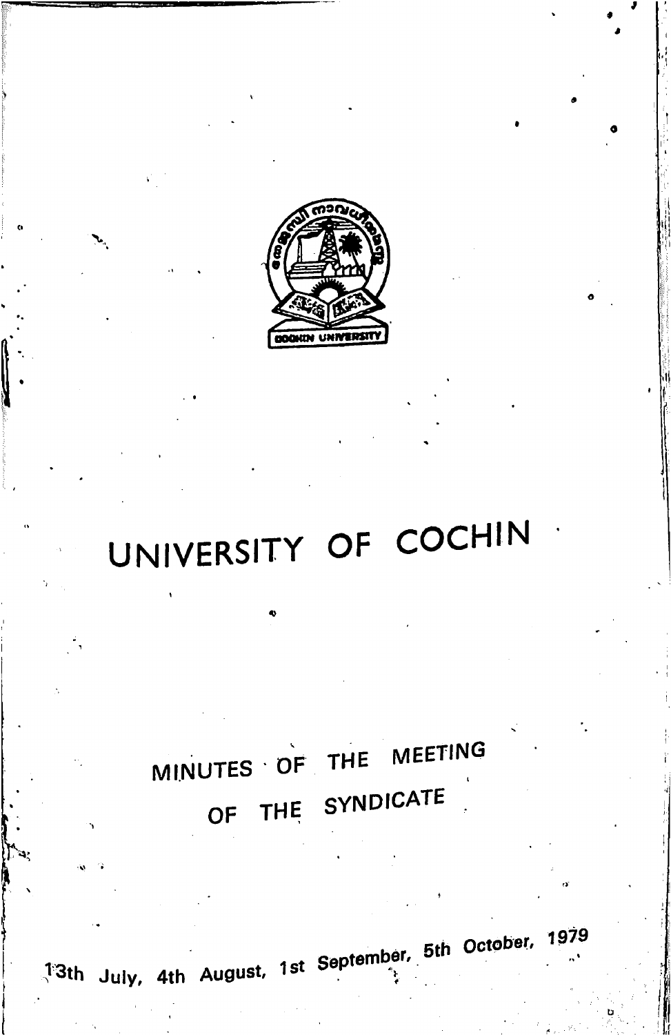# UNIVERSITY OF COCHIN

## MINUTES OF THE MEETING OF THE SYNDICATE

13th July, 4th August, 1st September, 5th October, 1979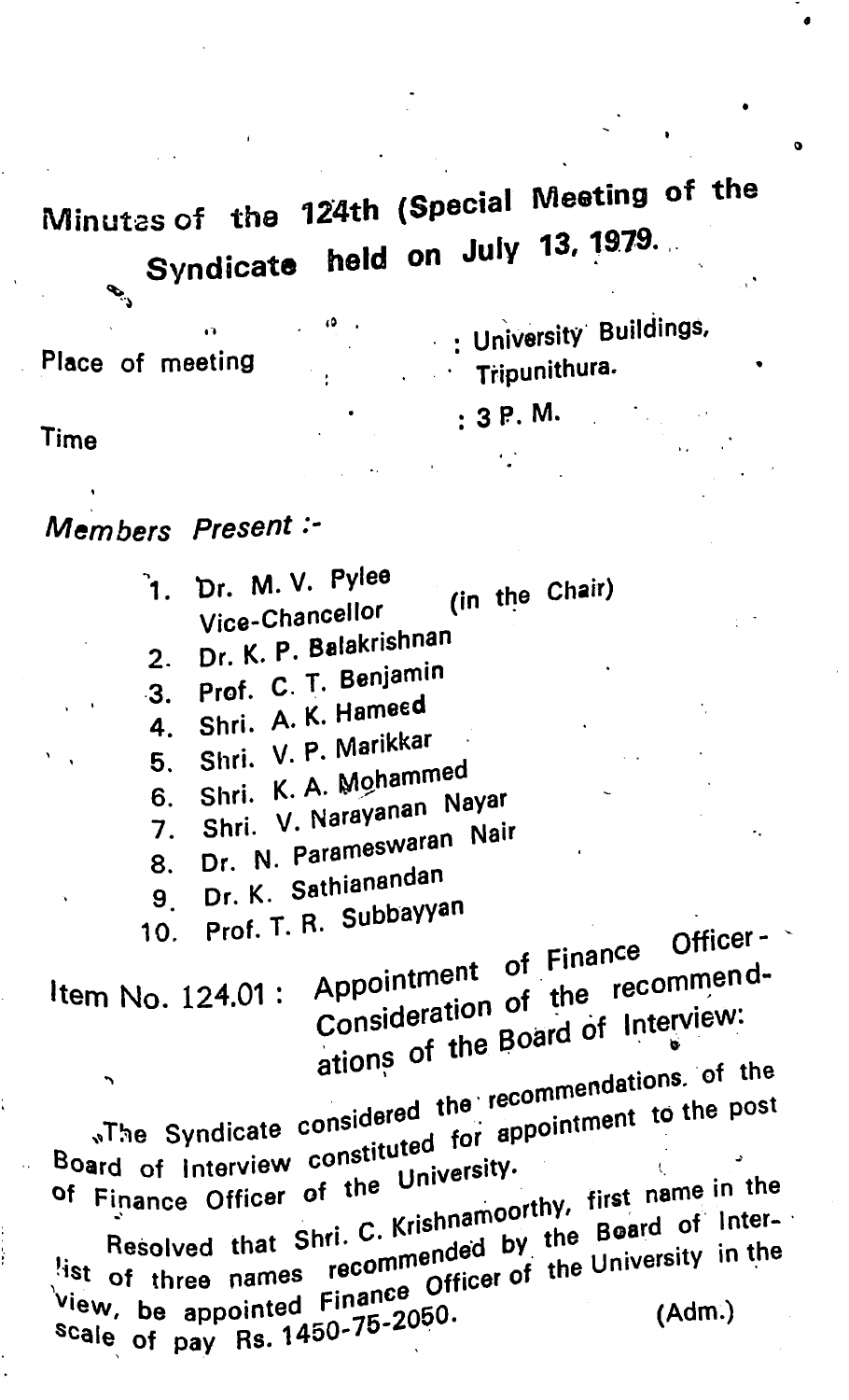# Minutes of the 124th (Special Meeting of the Syndicate held on July 13, 1979.

Place of meeting : University Buildings, Tripunithura.

Time : 3 P. M.

*Members Present :-*

1. Dr. M. V. Pylee Vice-Chancellor (in the Chair)
2. Dr. K. P. Balakrishnan
3. Prof. C. T. Benjamin
4. Shri. A. K. Hameed
5. Shri. V. P. Marikkar
6. Shri. K. A. Mohammed
7. Shri. V. Narayanan Nayar
8. Dr. N. Parameswaran Nair
9. Dr. K. Sathianandan
10. Prof. T. R. Subbayyan

Item No. 124.01 : Appointment of Finance Officer - Consideration of the recommendations of the Board of Interview:

The Syndicate considered the recommendations of the Board of Interview constituted for appointment to the post of Finance Officer of the University.

Resolved that Shri. C. Krishnamoorthy, first name in the list of three names recommended by the Board of Interview, be appointed Finance Officer of the University in the scale of pay Rs. 1450-75-2050. (Adm.)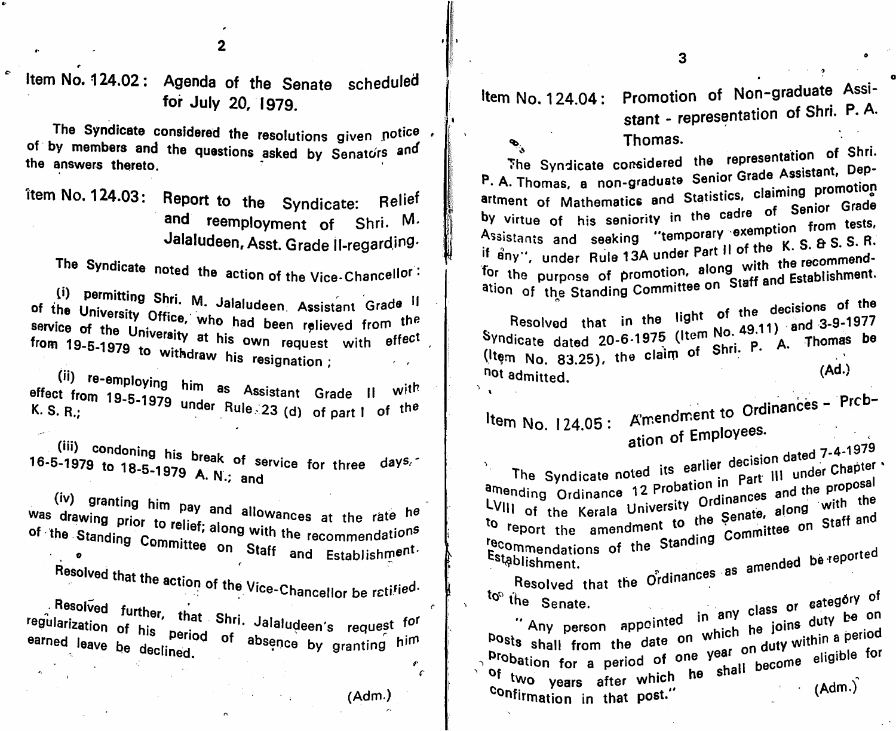**Item No. 124.02: Agenda of the Senate scheduled for July 20, 1979.**

The Syndicate considered the resolutions given notice of by members and the questions asked by Senators and the answers thereto.

**Item No. 124.03: Report to the Syndicate: Relief and reemployment of Shri. M. Jalaludeen, Asst. Grade II-regarding.**

The Syndicate noted the action of the Vice-Chancellor:

(i) permitting Shri. M. Jalaludeen, Assistant Grade II of the University Office, who had been relieved from the service of the University at his own request with effect from 19-5-1979 to withdraw his resignation;

(ii) re-employing him as Assistant Grade II with effect from 19-5-1979 under Rule 23 (d) of part I of the K. S. R.;

(iii) condoning his break of service for three days, 16-5-1979 to 18-5-1979 A. N.; and

(iv) granting him pay and allowances at the rate he was drawing prior to relief; along with the recommendations of the Standing Committee on Staff and Establishment.

Resolved that the action of the Vice-Chancellor be ratified.

Resolved further, that Shri. Jalaludeen's request for regularization of his period of absence by granting him earned leave be declined.

(Adm.)

**Item No. 124.04: Promotion of Non-graduate Assistant - representation of Shri. P. A. Thomas.**

The Syndicate considered the representation of Shri. P. A. Thomas, a non-graduate Senior Grade Assistant, Department of Mathematics and Statistics, claiming promotion by virtue of his seniority in the cadre of Senior Grade Assistants and seeking "temporary exemption from tests, if any", under Rule 13A under Part II of the K. S. & S. S. R. for the purpose of promotion, along with the recommendation of the Standing Committee on Staff and Establishment.

Resolved that in the light of the decisions of the Syndicate dated 20-6-1975 (Item No. 49.11) and 3-9-1977 (Item No. 83.25), the claim of Shri. P. A. Thomas be not admitted.

(Ad.)

**Item No. 124.05: Amendment to Ordinances - Probation of Employees.**

The Syndicate noted its earlier decision dated 7-4-1979 amending Ordinance 12 Probation in Part III under Chapter LVIII of the Kerala University Ordinances and the proposal to report the amendment to the Senate, along with the recommendations of the Standing Committee on Staff and Establishment.

Resolved that the Ordinances as amended be reported to the Senate.

"Any person appointed in any class or category of posts shall from the date on which he joins duty be on probation for a period of one year on duty within a period of two years after which he shall become eligible for confirmation in that post."

(Adm.)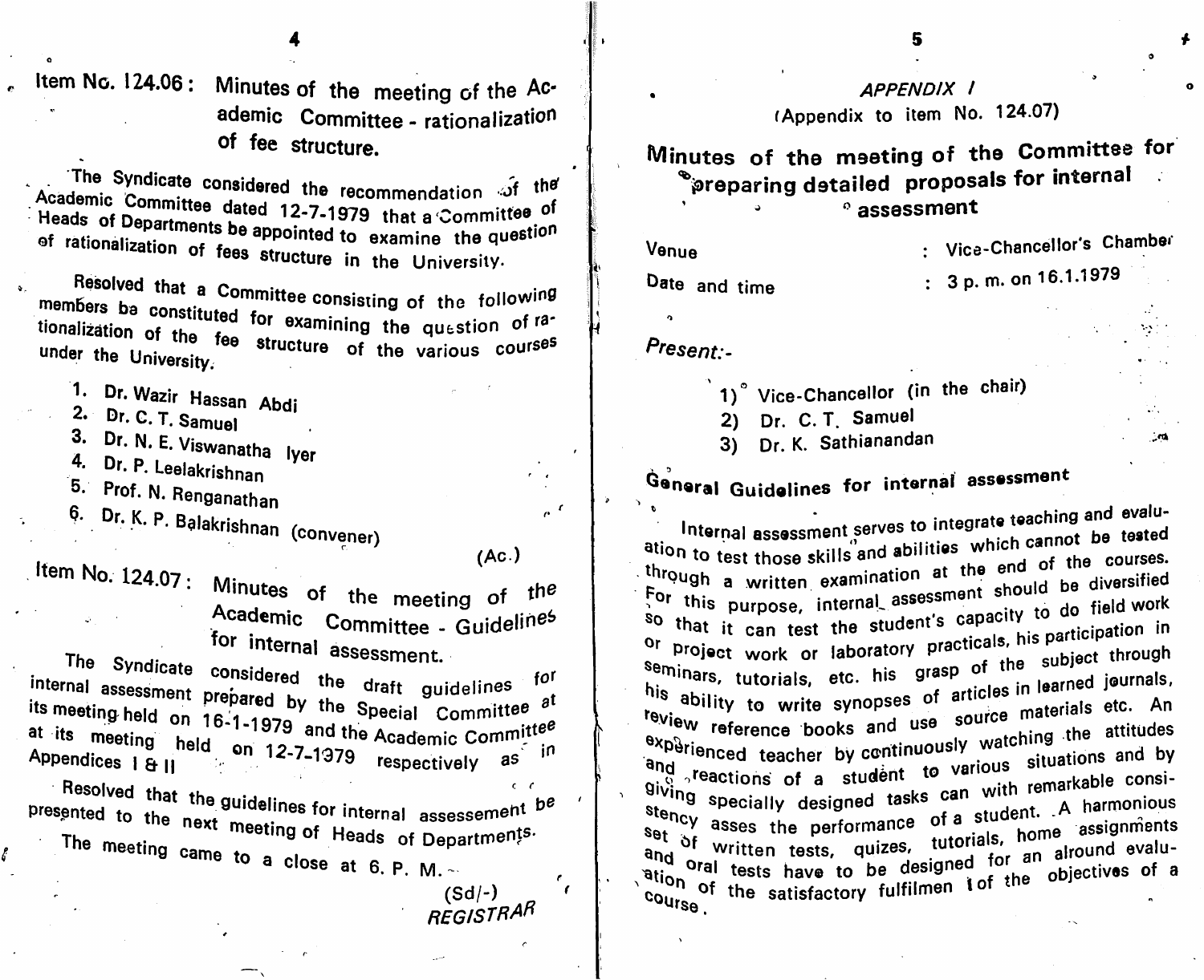## Item No. 124.06 : Minutes of the meeting of the Academic Committee - rationalization of fee structure.

The Syndicate considered the recommendation of the Academic Committee dated 12-7-1979 that a Committee of Heads of Departments be appointed to examine the question of rationalization of fees structure in the University.

Resolved that a Committee consisting of the following members be constituted for examining the question of rationalization of the fee structure of the various courses under the University.

1. Dr. Wazir Hassan Abdi
2. Dr. C. T. Samuel
3. Dr. N. E. Viswanatha Iyer
4. Dr. P. Leelakrishnan
5. Prof. N. Renganathan
6. Dr. K. P. Balakrishnan (convener)

(Ac.)

## Item No. 124.07 : Minutes of the meeting of the Academic Committee - Guidelines for internal assessment.

The Syndicate considered the draft guidelines for internal assessment prepared by the Special Committee at its meeting held on 16-1-1979 and the Academic Committee at its meeting held on 12-7-1979 respectively as in Appendices I & II

Resolved that the guidelines for internal assessement be presented to the next meeting of Heads of Departments.

The meeting came to a close at 6. P. M.

(Sd/-)
*REGISTRAR*

*APPENDIX I*
(Appendix to item No. 124.07)

# Minutes of the meeting of the Committee for preparing detailed proposals for internal assessment

Venue : Vice-Chancellor's Chamber

Date and time : 3 p. m. on 16.1.1979

*Present:-*

1) Vice-Chancellor (in the chair)
2) Dr. C. T. Samuel
3) Dr. K. Sathianandan

## General Guidelines for internal assessment

Internal assessment serves to integrate teaching and evaluation to test those skills and abilities which cannot be tested through a written examination at the end of the courses. For this purpose, internal assessment should be diversified so that it can test the student's capacity to do field work or project work or laboratory practicals, his participation in seminars, tutorials, etc. his grasp of the subject through his ability to write synopses of articles in learned journals, review reference books and use source materials etc. An experienced teacher by continuously watching the attitudes and reactions of a student to various situations and by giving specially designed tasks can with remarkable consistency asses the performance of a student. A harmonious set of written tests, quizes, tutorials, home assignments and oral tests have to be designed for an alround evaluation of the satisfactory fulfilmen t of the objectives of a course.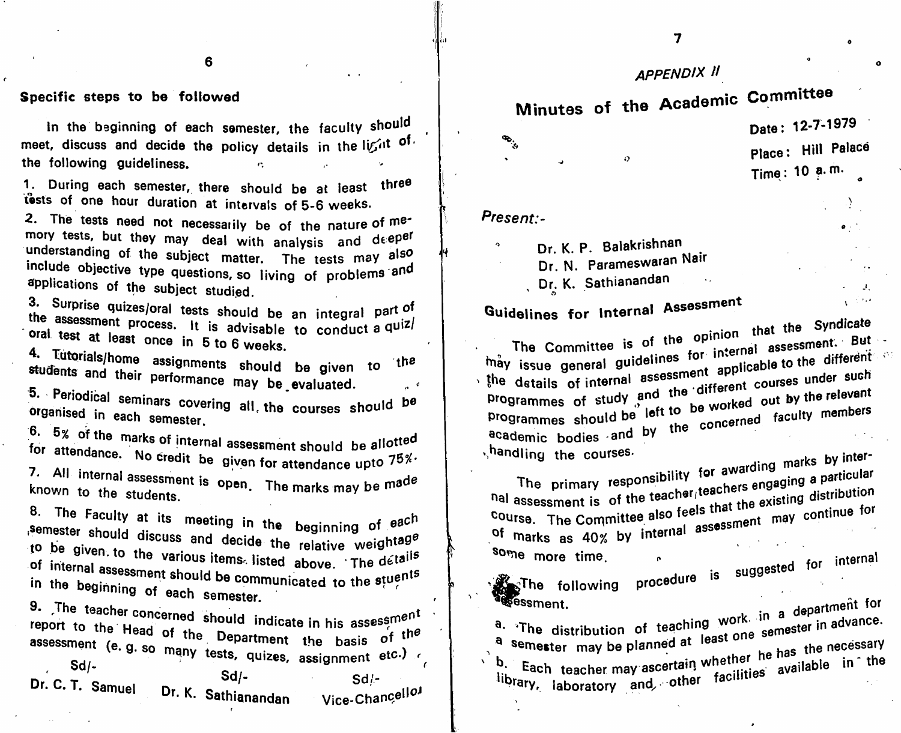## Specific steps to be followed

In the beginning of each semester, the faculty should meet, discuss and decide the policy details in the light of the following guideliness.

1. During each semester, there should be at least three tests of one hour duration at intervals of 5-6 weeks.
2. The tests need not necessarily be of the nature of memory tests, but they may deal with analysis and deeper understanding of the subject matter. The tests may also include objective type questions, so living of problems and applications of the subject studied.
3. Surprise quizes/oral tests should be an integral part of the assessment process. It is advisable to conduct a quiz/oral test at least once in 5 to 6 weeks.
4. Tutorials/home assignments should be given to the students and their performance may be evaluated.
5. Periodical seminars covering all the courses should be organised in each semester.
6. 5% of the marks of internal assessment should be allotted for attendance. No credit be given for attendance upto 75%.
7. All internal assessment is open. The marks may be made known to the students.
8. The Faculty at its meeting in the beginning of each semester should discuss and decide the relative weightage to be given to the various items listed above. The details of internal assessment should be communicated to the stuents in the beginning of each semester.
9. The teacher concerned should indicate in his assessment report to the Head of the Department the basis of the assessment (e. g. so many tests, quizes, assignment etc.)

| Sd/- | Sd/- | Sd/- |
|---|---|---|
| Dr. C. T. Samuel | Dr. K. Sathianandan | Vice-Chancellor |

*APPENDIX II*

# Minutes of the Academic Committee

Date: 12-7-1979

Place: Hill Palace

Time: 10 a.m.

*Present:-*

Dr. K. P. Balakrishnan
Dr. N. Parameswaran Nair
Dr. K. Sathianandan

## Guidelines for Internal Assessment

The Committee is of the opinion that the Syndicate may issue general guidelines for internal assessment. But the details of internal assessment applicable to the different programmes of study and the different courses under such programmes should be left to be worked out by the relevant academic bodies and by the concerned faculty members handling the courses.

The primary responsibility for awarding marks by internal assessment is of the teacher/teachers engaging a particular course. The Committee also feels that the existing distribution of marks as 40% by internal assessment may continue for some more time.

The following procedure is suggested for internal assessment.

a. The distribution of teaching work in a department for a semester may be planned at least one semester in advance.

b. Each teacher may ascertain whether he has the necessary library, laboratory and other facilities available in the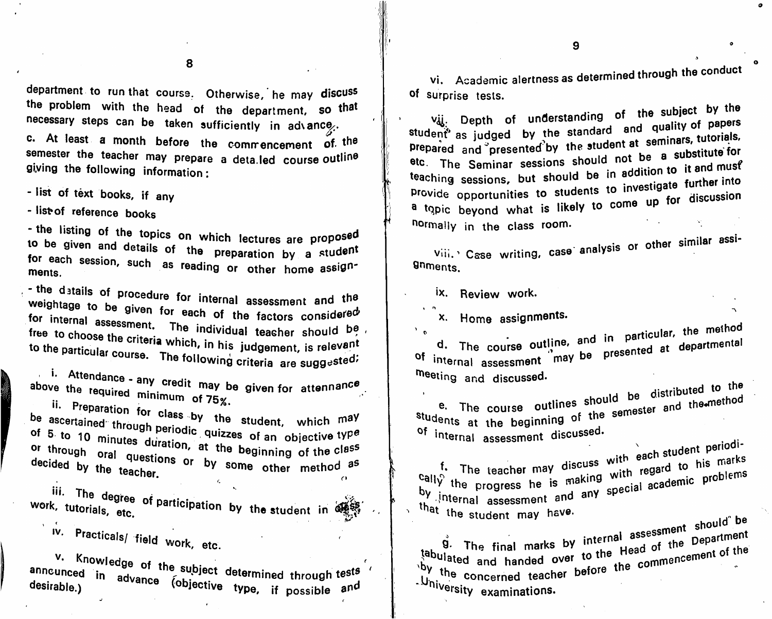department to run that course. Otherwise, he may discuss the problem with the head of the department, so that necessary steps can be taken sufficiently in advance.

c. At least a month before the commencement of the semester the teacher may prepare a detailed course outline giving the following information:

- list of text books, if any
- list of reference books
- the listing of the topics on which lectures are proposed to be given and details of the preparation by a student for each session, such as reading or other home assignments.
- the details of procedure for internal assessment and the weightage to be given for each of the factors considered for internal assessment. The individual teacher should be free to choose the criteria which, in his judgement, is relevant to the particular course. The following criteria are suggested;

i. Attendance - any credit may be given for attennance above the required minimum of 75%.

ii. Preparation for class by the student, which may be ascertained through periodic quizzes of an objective type of 5 to 10 minutes duration, at the beginning of the class or through oral questions or by some other method as decided by the teacher.

iii. The degree of participation by the student in class work, tutorials, etc.

iv. Practicals/ field work, etc.

v. Knowledge of the subject determined through tests anncunced in advance (objective type, if possible and desirable.)

vi. Academic alertness as determined through the conduct of surprise tests.

vii. Depth of understanding of the subject by the student as judged by the standard and quality of papers prepared and presented by the student at seminars, tutorials, etc. The Seminar sessions should not be a substitute for teaching sessions, but should be in addition to it and must provide opportunities to students to investigate further into a topic beyond what is likely to come up for discussion normally in the class room.

viii. Case writing, case analysis or other similar assignments.

ix. Review work.

x. Home assignments.

d. The course outline, and in particular, the method of internal assessment may be presented at departmental meeting and discussed.

e. The course outlines should be distributed to the students at the beginning of the semester and the method of internal assessment discussed.

f. The teacher may discuss with each student periodically the progress he is making with regard to his marks by internal assessment and any special academic problems that the student may have.

g. The final marks by internal assessment should be tabulated and handed over to the Head of the Department by the concerned teacher before the commencement of the University examinations.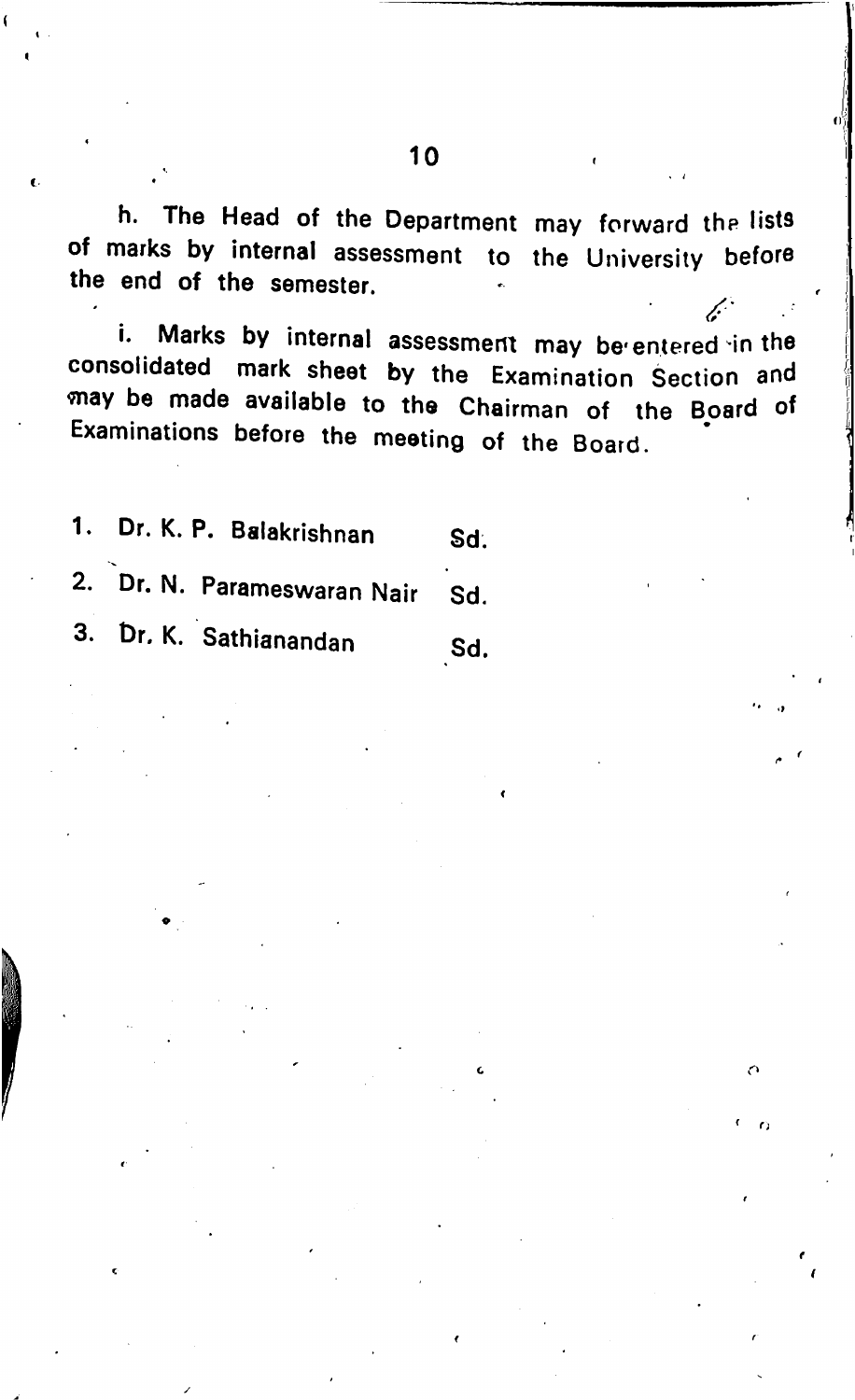h. The Head of the Department may forward the lists of marks by internal assessment to the University before the end of the semester.

i. Marks by internal assessment may be entered in the consolidated mark sheet by the Examination Section and may be made available to the Chairman of the Board of Examinations before the meeting of the Board.

1. Dr. K. P. Balakrishnan Sd.
2. Dr. N. Parameswaran Nair Sd.
3. Dr. K. Sathianandan Sd.